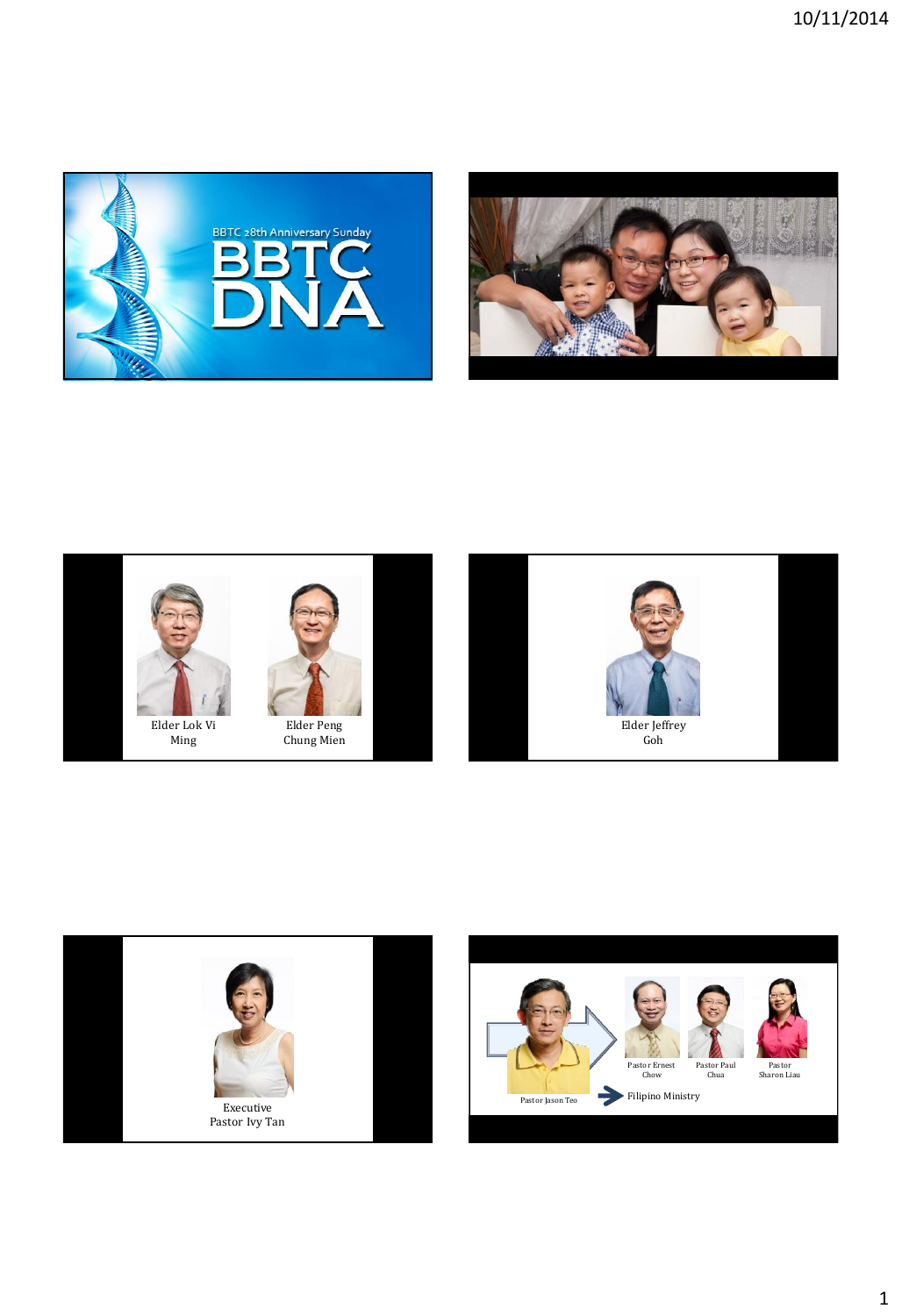BBTC 28th Anniversary Sunday

# BBTC DNA

Elder Lok Vi Ming

Elder Peng Chung Mien

Elder Jeffrey Goh

Executive Pastor Ivy Tan

Pastor Jason Teo

Pastor Ernest Chow

Pastor Paul Chua

Pastor Sharon Liau

Filipino Ministry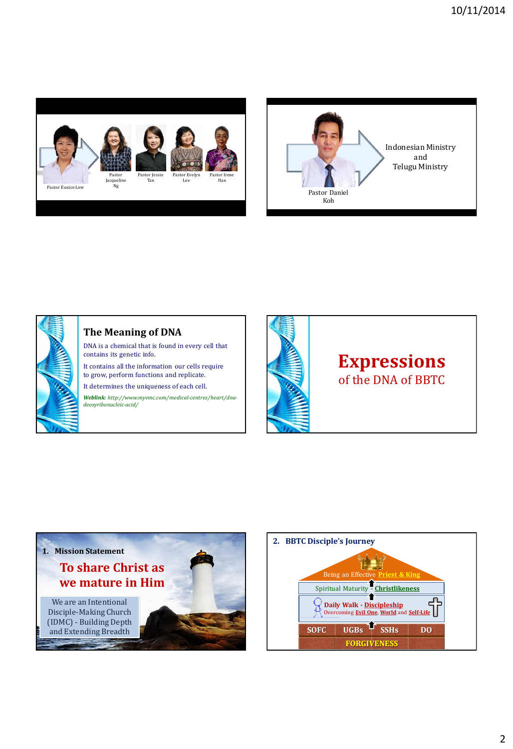Pastor Eunice Low

Pastor Jacqueline Ng

Pastor Jessie Tan

Pastor Evelyn Lee

Pastor Irene Han

Pastor Daniel Koh

Indonesian Ministry and Telugu Ministry

## The Meaning of DNA

DNA is a chemical that is found in every cell that contains its genetic info.

It contains all the information our cells require to grow, perform functions and replicate.

It determines the uniqueness of each cell.

***Weblink:*** *http://www.myvmc.com/medical-centres/heart/dna-deoxyribonucleic-acid/*

# Expressions

## of the DNA of BBTC

### 1. Mission Statement

**To share Christ as we mature in Him**

We are an Intentional Disciple-Making Church (IDMC) - Building Depth and Extending Breadth

### 2. BBTC Disciple's Journey

Being an Effective **Priest & King**

Spiritual Maturity - **Christlikeness**

**Daily Walk - Discipleship**

Overcoming **Evil One**, **World** and **Self-Life**

**SOFC** | **UGBs** | **SSHs** | **DO**

**FORGIVENESS**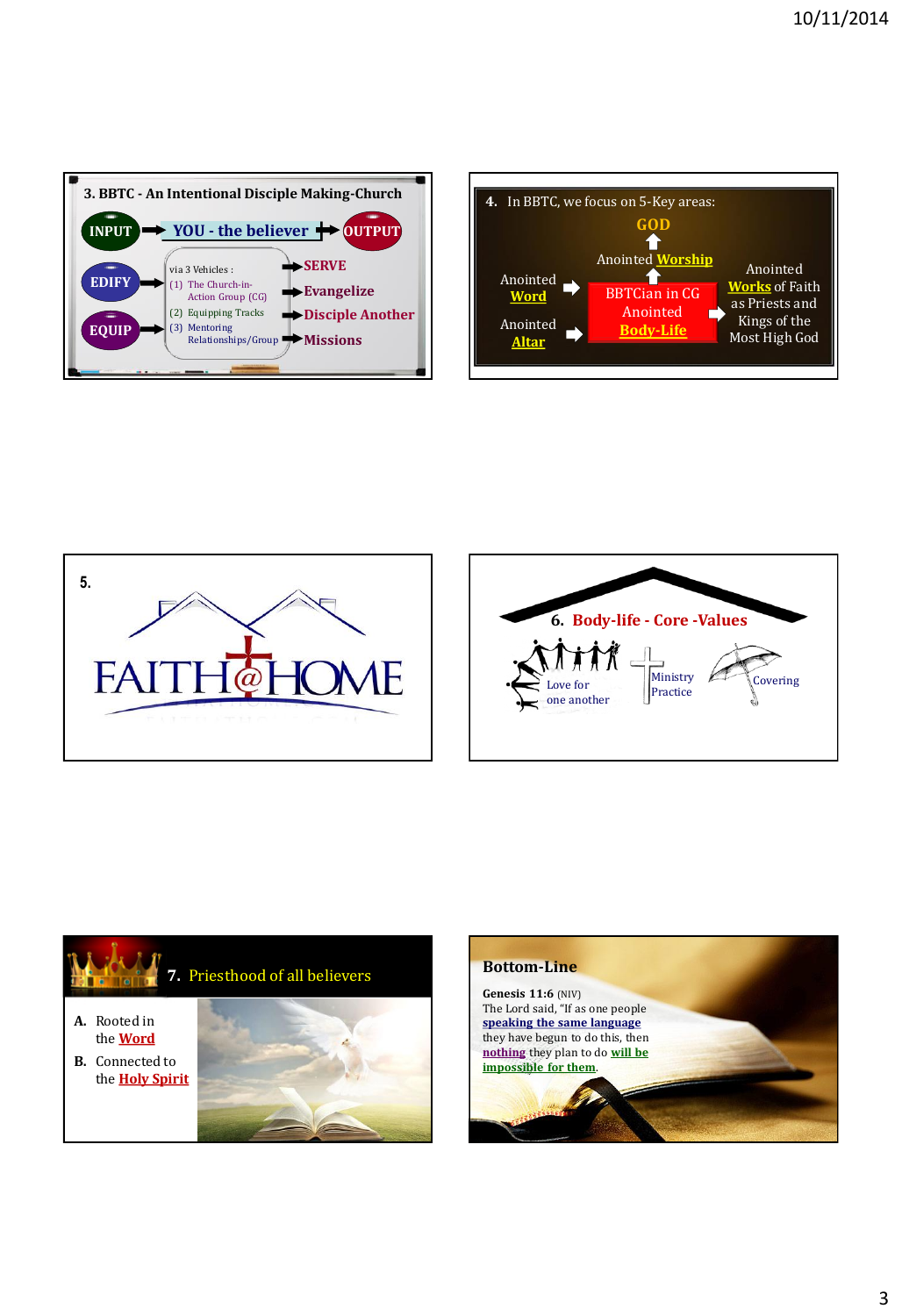## 3. BBTC - An Intentional Disciple Making-Church

INPUT → YOU - the believer → OUTPUT

EDIFY
EQUIP

via 3 Vehicles :
(1) The Church-in-Action Group (CG)
(2) Equipping Tracks
(3) Mentoring Relationships/Group

→ SERVE
→ Evangelize
→ Disciple Another
→ Missions

## 4. In BBTC, we focus on 5-Key areas:

GOD

Anointed **Worship**

Anointed **Word**

Anointed **Altar**

BBTCian in CG Anointed **Body-Life**

Anointed **Works** of Faith as Priests and Kings of the Most High God

## 5.

FAITH@HOME

## 6. Body-life - Core -Values

Love for one another

Ministry Practice

Covering

## 7. Priesthood of all believers

**A.** Rooted in the **Word**

**B.** Connected to the **Holy Spirit**

## Bottom-Line

**Genesis 11:6** (NIV)
The Lord said, "If as one people **speaking the same language** they have begun to do this, then **nothing** they plan to do **will be impossible for them**.